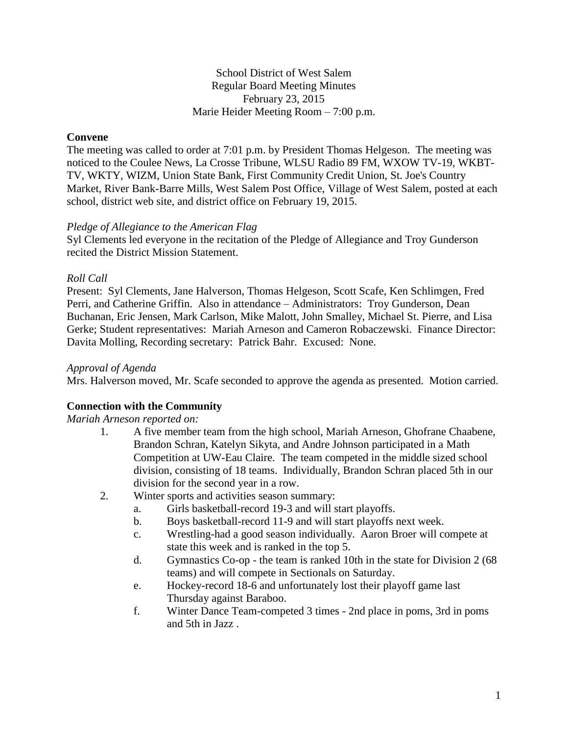School District of West Salem
Regular Board Meeting Minutes
February 23, 2015
Marie Heider Meeting Room – 7:00 p.m.

**Convene**

The meeting was called to order at 7:01 p.m. by President Thomas Helgeson. The meeting was noticed to the Coulee News, La Crosse Tribune, WLSU Radio 89 FM, WXOW TV-19, WKBT-TV, WKTY, WIZM, Union State Bank, First Community Credit Union, St. Joe's Country Market, River Bank-Barre Mills, West Salem Post Office, Village of West Salem, posted at each school, district web site, and district office on February 19, 2015.

*Pledge of Allegiance to the American Flag*

Syl Clements led everyone in the recitation of the Pledge of Allegiance and Troy Gunderson recited the District Mission Statement.

*Roll Call*

Present: Syl Clements, Jane Halverson, Thomas Helgeson, Scott Scafe, Ken Schlimgen, Fred Perri, and Catherine Griffin. Also in attendance – Administrators: Troy Gunderson, Dean Buchanan, Eric Jensen, Mark Carlson, Mike Malott, John Smalley, Michael St. Pierre, and Lisa Gerke; Student representatives: Mariah Arneson and Cameron Robaczewski. Finance Director: Davita Molling, Recording secretary: Patrick Bahr. Excused: None.

*Approval of Agenda*

Mrs. Halverson moved, Mr. Scafe seconded to approve the agenda as presented. Motion carried.

**Connection with the Community**

*Mariah Arneson reported on:*

1. A five member team from the high school, Mariah Arneson, Ghofrane Chaabene, Brandon Schran, Katelyn Sikyta, and Andre Johnson participated in a Math Competition at UW-Eau Claire. The team competed in the middle sized school division, consisting of 18 teams. Individually, Brandon Schran placed 5th in our division for the second year in a row.
2. Winter sports and activities season summary:
   a. Girls basketball-record 19-3 and will start playoffs.
   b. Boys basketball-record 11-9 and will start playoffs next week.
   c. Wrestling-had a good season individually. Aaron Broer will compete at state this week and is ranked in the top 5.
   d. Gymnastics Co-op - the team is ranked 10th in the state for Division 2 (68 teams) and will compete in Sectionals on Saturday.
   e. Hockey-record 18-6 and unfortunately lost their playoff game last Thursday against Baraboo.
   f. Winter Dance Team-competed 3 times - 2nd place in poms, 3rd in poms and 5th in Jazz .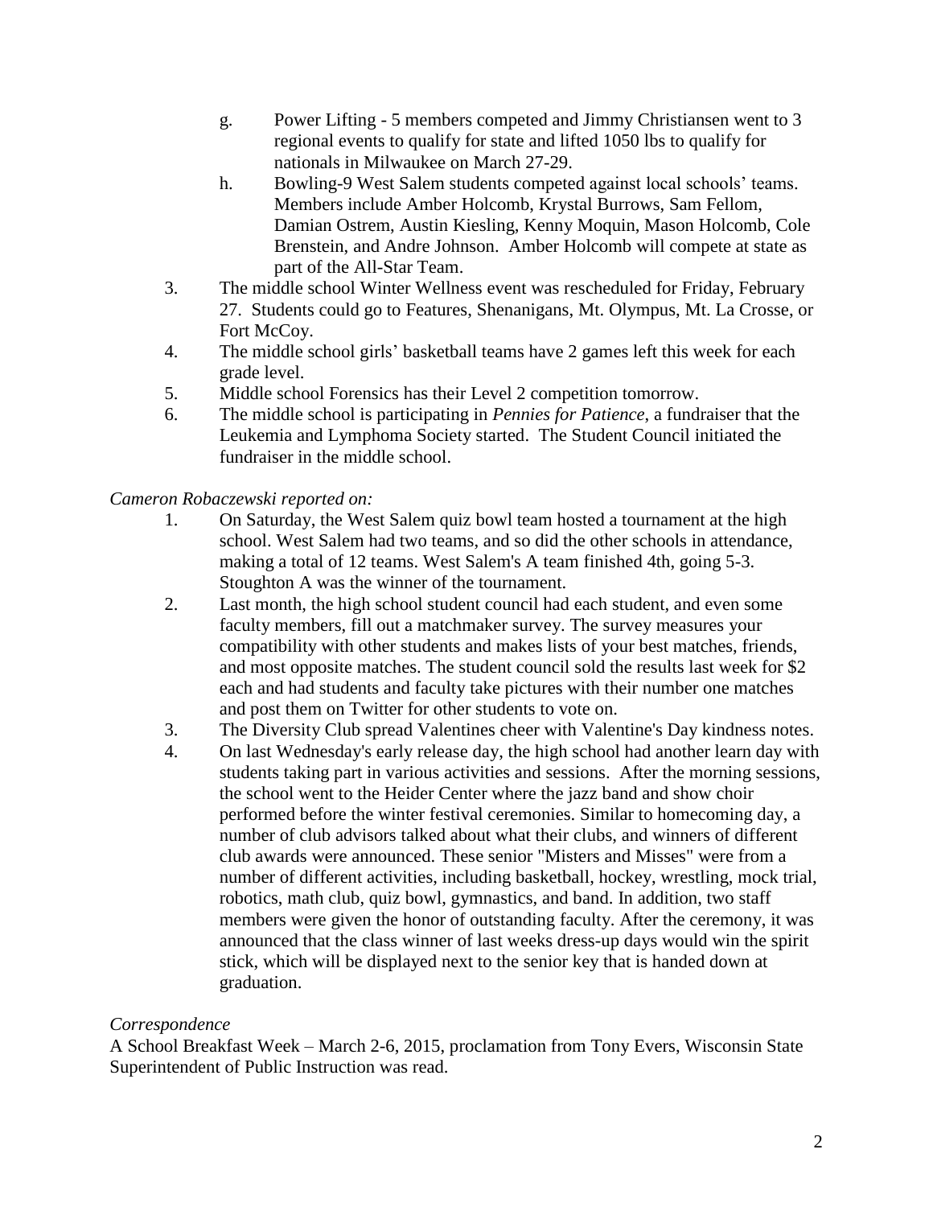g. Power Lifting - 5 members competed and Jimmy Christiansen went to 3 regional events to qualify for state and lifted 1050 lbs to qualify for nationals in Milwaukee on March 27-29.

h. Bowling-9 West Salem students competed against local schools' teams. Members include Amber Holcomb, Krystal Burrows, Sam Fellom, Damian Ostrem, Austin Kiesling, Kenny Moquin, Mason Holcomb, Cole Brenstein, and Andre Johnson. Amber Holcomb will compete at state as part of the All-Star Team.

3. The middle school Winter Wellness event was rescheduled for Friday, February 27. Students could go to Features, Shenanigans, Mt. Olympus, Mt. La Crosse, or Fort McCoy.
4. The middle school girls' basketball teams have 2 games left this week for each grade level.
5. Middle school Forensics has their Level 2 competition tomorrow.
6. The middle school is participating in *Pennies for Patience*, a fundraiser that the Leukemia and Lymphoma Society started. The Student Council initiated the fundraiser in the middle school.

*Cameron Robaczewski reported on:*

1. On Saturday, the West Salem quiz bowl team hosted a tournament at the high school. West Salem had two teams, and so did the other schools in attendance, making a total of 12 teams. West Salem's A team finished 4th, going 5-3. Stoughton A was the winner of the tournament.
2. Last month, the high school student council had each student, and even some faculty members, fill out a matchmaker survey. The survey measures your compatibility with other students and makes lists of your best matches, friends, and most opposite matches. The student council sold the results last week for $2 each and had students and faculty take pictures with their number one matches and post them on Twitter for other students to vote on.
3. The Diversity Club spread Valentines cheer with Valentine's Day kindness notes.
4. On last Wednesday's early release day, the high school had another learn day with students taking part in various activities and sessions. After the morning sessions, the school went to the Heider Center where the jazz band and show choir performed before the winter festival ceremonies. Similar to homecoming day, a number of club advisors talked about what their clubs, and winners of different club awards were announced. These senior "Misters and Misses" were from a number of different activities, including basketball, hockey, wrestling, mock trial, robotics, math club, quiz bowl, gymnastics, and band. In addition, two staff members were given the honor of outstanding faculty. After the ceremony, it was announced that the class winner of last weeks dress-up days would win the spirit stick, which will be displayed next to the senior key that is handed down at graduation.

*Correspondence*

A School Breakfast Week – March 2-6, 2015, proclamation from Tony Evers, Wisconsin State Superintendent of Public Instruction was read.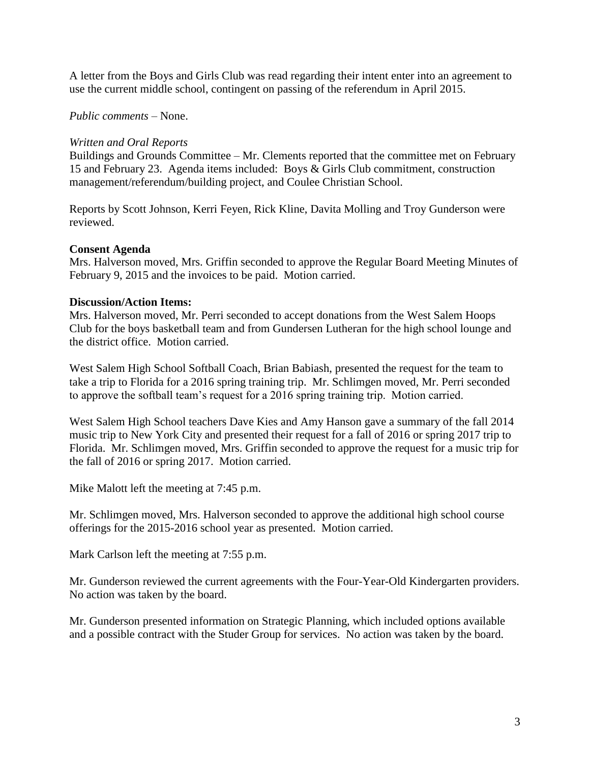A letter from the Boys and Girls Club was read regarding their intent enter into an agreement to use the current middle school, contingent on passing of the referendum in April 2015.

*Public comments* – None.

*Written and Oral Reports*

Buildings and Grounds Committee – Mr. Clements reported that the committee met on February 15 and February 23. Agenda items included: Boys & Girls Club commitment, construction management/referendum/building project, and Coulee Christian School.

Reports by Scott Johnson, Kerri Feyen, Rick Kline, Davita Molling and Troy Gunderson were reviewed.

**Consent Agenda**

Mrs. Halverson moved, Mrs. Griffin seconded to approve the Regular Board Meeting Minutes of February 9, 2015 and the invoices to be paid. Motion carried.

**Discussion/Action Items:**

Mrs. Halverson moved, Mr. Perri seconded to accept donations from the West Salem Hoops Club for the boys basketball team and from Gundersen Lutheran for the high school lounge and the district office. Motion carried.

West Salem High School Softball Coach, Brian Babiash, presented the request for the team to take a trip to Florida for a 2016 spring training trip. Mr. Schlimgen moved, Mr. Perri seconded to approve the softball team's request for a 2016 spring training trip. Motion carried.

West Salem High School teachers Dave Kies and Amy Hanson gave a summary of the fall 2014 music trip to New York City and presented their request for a fall of 2016 or spring 2017 trip to Florida. Mr. Schlimgen moved, Mrs. Griffin seconded to approve the request for a music trip for the fall of 2016 or spring 2017. Motion carried.

Mike Malott left the meeting at 7:45 p.m.

Mr. Schlimgen moved, Mrs. Halverson seconded to approve the additional high school course offerings for the 2015-2016 school year as presented. Motion carried.

Mark Carlson left the meeting at 7:55 p.m.

Mr. Gunderson reviewed the current agreements with the Four-Year-Old Kindergarten providers. No action was taken by the board.

Mr. Gunderson presented information on Strategic Planning, which included options available and a possible contract with the Studer Group for services. No action was taken by the board.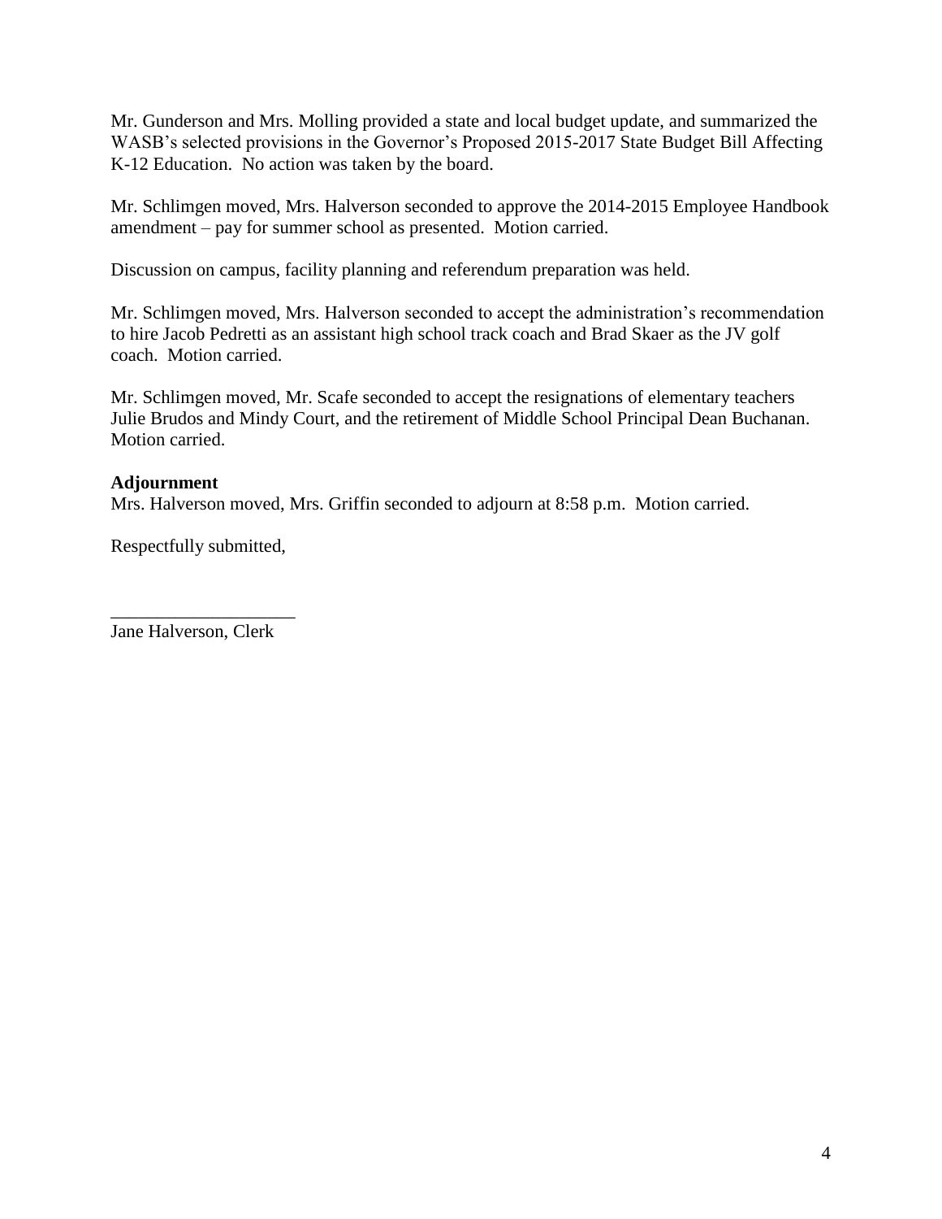Mr. Gunderson and Mrs. Molling provided a state and local budget update, and summarized the WASB's selected provisions in the Governor's Proposed 2015-2017 State Budget Bill Affecting K-12 Education. No action was taken by the board.

Mr. Schlimgen moved, Mrs. Halverson seconded to approve the 2014-2015 Employee Handbook amendment – pay for summer school as presented. Motion carried.

Discussion on campus, facility planning and referendum preparation was held.

Mr. Schlimgen moved, Mrs. Halverson seconded to accept the administration's recommendation to hire Jacob Pedretti as an assistant high school track coach and Brad Skaer as the JV golf coach. Motion carried.

Mr. Schlimgen moved, Mr. Scafe seconded to accept the resignations of elementary teachers Julie Brudos and Mindy Court, and the retirement of Middle School Principal Dean Buchanan. Motion carried.

**Adjournment**
Mrs. Halverson moved, Mrs. Griffin seconded to adjourn at 8:58 p.m. Motion carried.

Respectfully submitted,

____________________
Jane Halverson, Clerk